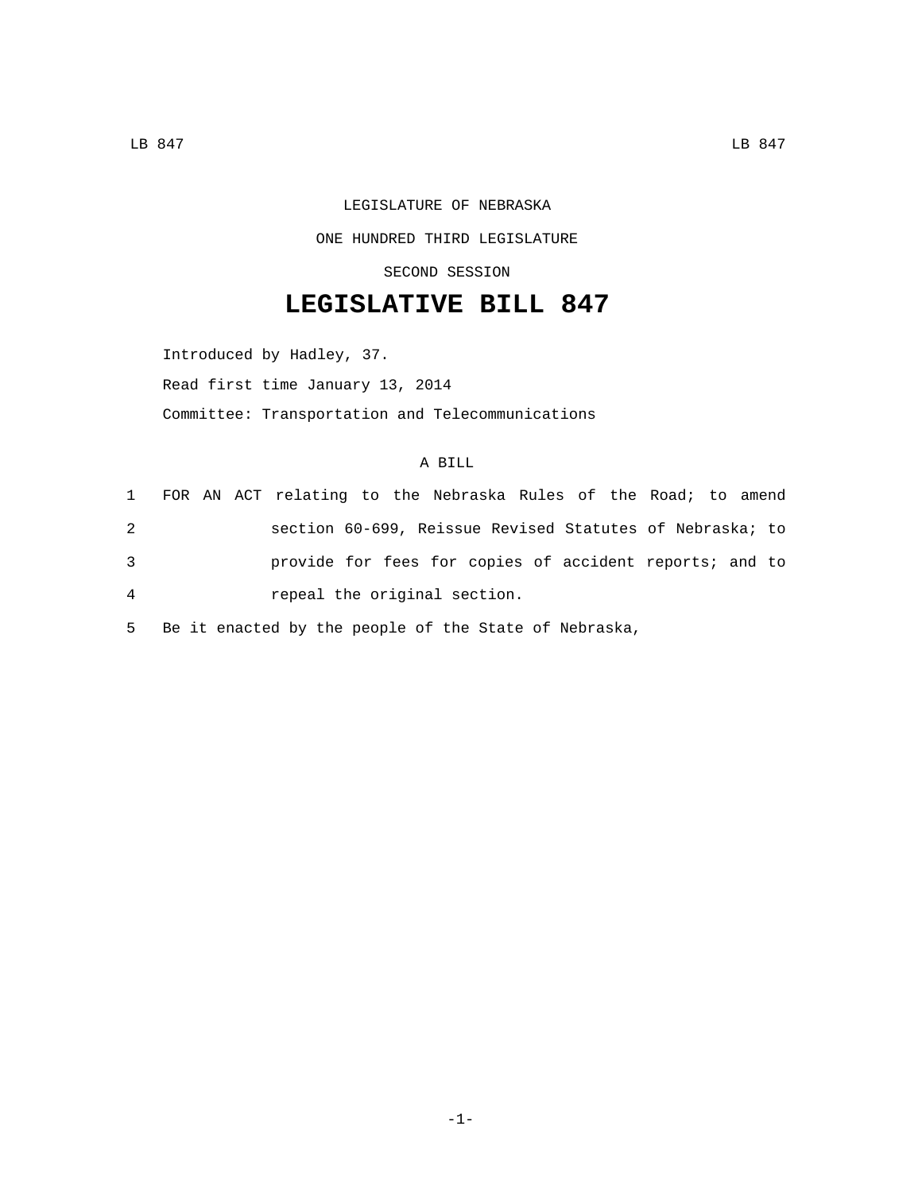LEGISLATURE OF NEBRASKA

ONE HUNDRED THIRD LEGISLATURE

SECOND SESSION

# LEGISLATIVE BILL 847

Introduced by Hadley, 37.

Read first time January 13, 2014

Committee: Transportation and Telecommunications

A BILL

1 FOR AN ACT relating to the Nebraska Rules of the Road; to amend
2 section 60-699, Reissue Revised Statutes of Nebraska; to
3 provide for fees for copies of accident reports; and to
4 repeal the original section.
5 Be it enacted by the people of the State of Nebraska,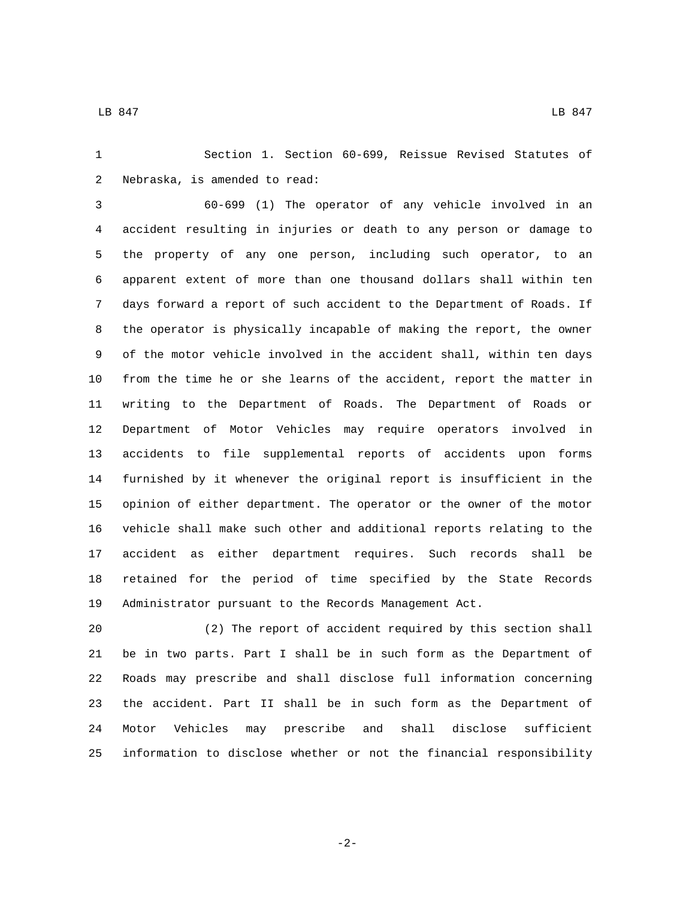Section 1. Section 60-699, Reissue Revised Statutes of Nebraska, is amended to read:

60-699 (1) The operator of any vehicle involved in an accident resulting in injuries or death to any person or damage to the property of any one person, including such operator, to an apparent extent of more than one thousand dollars shall within ten days forward a report of such accident to the Department of Roads. If the operator is physically incapable of making the report, the owner of the motor vehicle involved in the accident shall, within ten days from the time he or she learns of the accident, report the matter in writing to the Department of Roads. The Department of Roads or Department of Motor Vehicles may require operators involved in accidents to file supplemental reports of accidents upon forms furnished by it whenever the original report is insufficient in the opinion of either department. The operator or the owner of the motor vehicle shall make such other and additional reports relating to the accident as either department requires. Such records shall be retained for the period of time specified by the State Records Administrator pursuant to the Records Management Act.

(2) The report of accident required by this section shall be in two parts. Part I shall be in such form as the Department of Roads may prescribe and shall disclose full information concerning the accident. Part II shall be in such form as the Department of Motor Vehicles may prescribe and shall disclose sufficient information to disclose whether or not the financial responsibility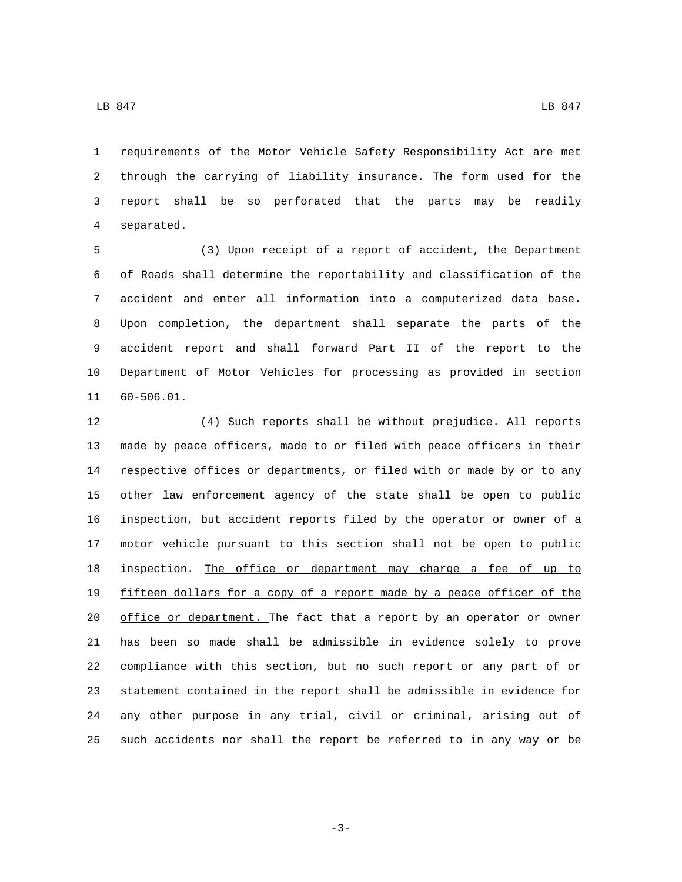requirements of the Motor Vehicle Safety Responsibility Act are met through the carrying of liability insurance. The form used for the report shall be so perforated that the parts may be readily separated.

(3) Upon receipt of a report of accident, the Department of Roads shall determine the reportability and classification of the accident and enter all information into a computerized data base. Upon completion, the department shall separate the parts of the accident report and shall forward Part II of the report to the Department of Motor Vehicles for processing as provided in section 60-506.01.

(4) Such reports shall be without prejudice. All reports made by peace officers, made to or filed with peace officers in their respective offices or departments, or filed with or made by or to any other law enforcement agency of the state shall be open to public inspection, but accident reports filed by the operator or owner of a motor vehicle pursuant to this section shall not be open to public inspection. <u>The office or department may charge a fee of up to fifteen dollars for a copy of a report made by a peace officer of the office or department.</u> The fact that a report by an operator or owner has been so made shall be admissible in evidence solely to prove compliance with this section, but no such report or any part of or statement contained in the report shall be admissible in evidence for any other purpose in any trial, civil or criminal, arising out of such accidents nor shall the report be referred to in any way or be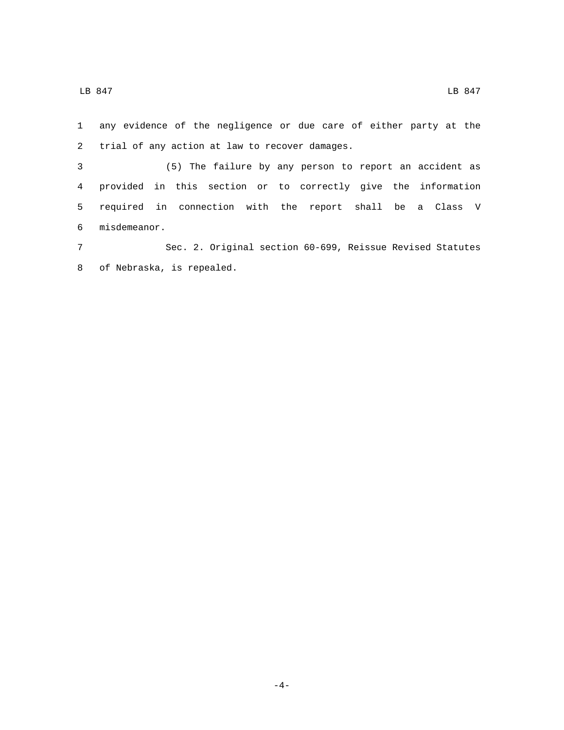any evidence of the negligence or due care of either party at the trial of any action at law to recover damages.

(5) The failure by any person to report an accident as provided in this section or to correctly give the information required in connection with the report shall be a Class V misdemeanor.

Sec. 2. Original section 60-699, Reissue Revised Statutes of Nebraska, is repealed.